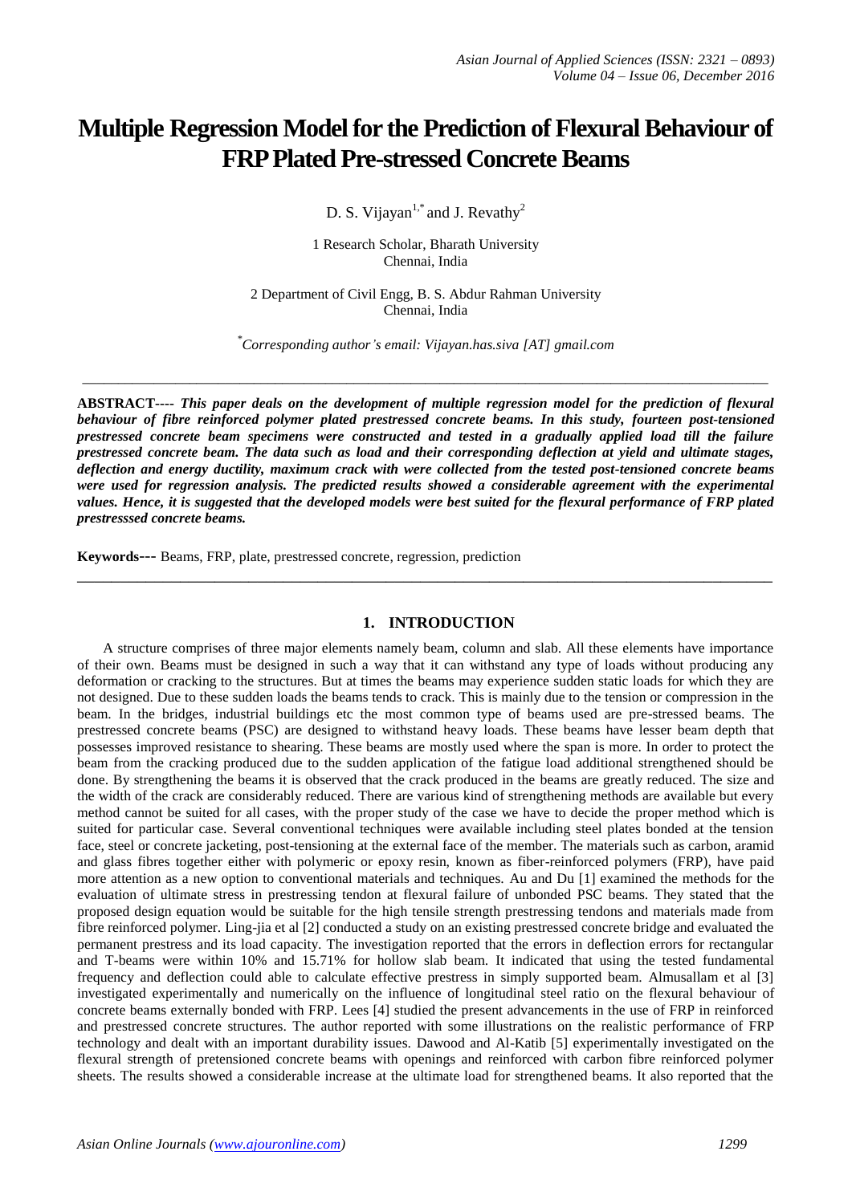# Multiple Regression Model for the Prediction of Flexural Behaviour of FRP Plated Pre-stressed Concrete Beams

D. S. Vijayan[1,*] and J. Revathy[2]

1 Research Scholar, Bharath University
Chennai, India

2 Department of Civil Engg, B. S. Abdur Rahman University
Chennai, India

*Corresponding author's email: Vijayan.has.siva [AT] gmail.com

---

**ABSTRACT----** ***This paper deals on the development of multiple regression model for the prediction of flexural behaviour of fibre reinforced polymer plated prestressed concrete beams. In this study, fourteen post-tensioned prestressed concrete beam specimens were constructed and tested in a gradually applied load till the failure prestressed concrete beam. The data such as load and their corresponding deflection at yield and ultimate stages, deflection and energy ductility, maximum crack with were collected from the tested post-tensioned concrete beams were used for regression analysis. The predicted results showed a considerable agreement with the experimental values. Hence, it is suggested that the developed models were best suited for the flexural performance of FRP plated prestresssed concrete beams.***

**Keywords---** Beams, FRP, plate, prestressed concrete, regression, prediction

---

## 1. INTRODUCTION

A structure comprises of three major elements namely beam, column and slab. All these elements have importance of their own. Beams must be designed in such a way that it can withstand any type of loads without producing any deformation or cracking to the structures. But at times the beams may experience sudden static loads for which they are not designed. Due to these sudden loads the beams tends to crack. This is mainly due to the tension or compression in the beam. In the bridges, industrial buildings etc the most common type of beams used are pre-stressed beams. The prestressed concrete beams (PSC) are designed to withstand heavy loads. These beams have lesser beam depth that possesses improved resistance to shearing. These beams are mostly used where the span is more. In order to protect the beam from the cracking produced due to the sudden application of the fatigue load additional strengthened should be done. By strengthening the beams it is observed that the crack produced in the beams are greatly reduced. The size and the width of the crack are considerably reduced. There are various kind of strengthening methods are available but every method cannot be suited for all cases, with the proper study of the case we have to decide the proper method which is suited for particular case. Several conventional techniques were available including steel plates bonded at the tension face, steel or concrete jacketing, post-tensioning at the external face of the member. The materials such as carbon, aramid and glass fibres together either with polymeric or epoxy resin, known as fiber-reinforced polymers (FRP), have paid more attention as a new option to conventional materials and techniques. Au and Du [1] examined the methods for the evaluation of ultimate stress in prestressing tendon at flexural failure of unbonded PSC beams. They stated that the proposed design equation would be suitable for the high tensile strength prestressing tendons and materials made from fibre reinforced polymer. Ling-jia et al [2] conducted a study on an existing prestressed concrete bridge and evaluated the permanent prestress and its load capacity. The investigation reported that the errors in deflection errors for rectangular and T-beams were within 10% and 15.71% for hollow slab beam. It indicated that using the tested fundamental frequency and deflection could able to calculate effective prestress in simply supported beam. Almusallam et al [3] investigated experimentally and numerically on the influence of longitudinal steel ratio on the flexural behaviour of concrete beams externally bonded with FRP. Lees [4] studied the present advancements in the use of FRP in reinforced and prestressed concrete structures. The author reported with some illustrations on the realistic performance of FRP technology and dealt with an important durability issues. Dawood and Al-Katib [5] experimentally investigated on the flexural strength of pretensioned concrete beams with openings and reinforced with carbon fibre reinforced polymer sheets. The results showed a considerable increase at the ultimate load for strengthened beams. It also reported that the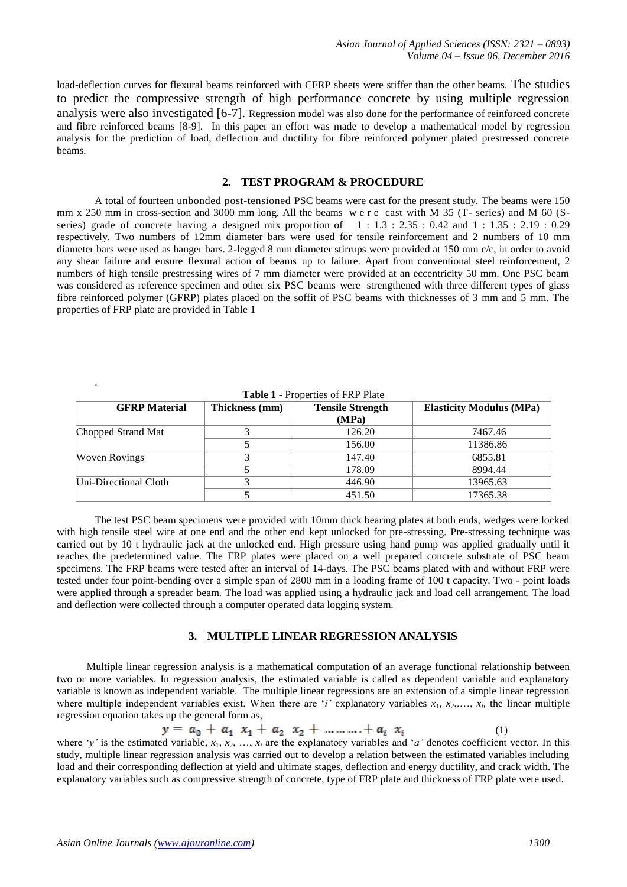load-deflection curves for flexural beams reinforced with CFRP sheets were stiffer than the other beams. The studies to predict the compressive strength of high performance concrete by using multiple regression analysis were also investigated [6-7]. Regression model was also done for the performance of reinforced concrete and fibre reinforced beams [8-9]. In this paper an effort was made to develop a mathematical model by regression analysis for the prediction of load, deflection and ductility for fibre reinforced polymer plated prestressed concrete beams.

## 2. TEST PROGRAM & PROCEDURE

A total of fourteen unbonded post-tensioned PSC beams were cast for the present study. The beams were 150 mm x 250 mm in cross-section and 3000 mm long. All the beams were cast with M 35 (T- series) and M 60 (S-series) grade of concrete having a designed mix proportion of 1 : 1.3 : 2.35 : 0.42 and 1 : 1.35 : 2.19 : 0.29 respectively. Two numbers of 12mm diameter bars were used for tensile reinforcement and 2 numbers of 10 mm diameter bars were used as hanger bars. 2-legged 8 mm diameter stirrups were provided at 150 mm c/c, in order to avoid any shear failure and ensure flexural action of beams up to failure. Apart from conventional steel reinforcement, 2 numbers of high tensile prestressing wires of 7 mm diameter were provided at an eccentricity 50 mm. One PSC beam was considered as reference specimen and other six PSC beams were strengthened with three different types of glass fibre reinforced polymer (GFRP) plates placed on the soffit of PSC beams with thicknesses of 3 mm and 5 mm. The properties of FRP plate are provided in Table 1

**Table 1** - Properties of FRP Plate

| GFRP Material | Thickness (mm) | Tensile Strength (MPa) | Elasticity Modulus (MPa) |
|---|---|---|---|
| Chopped Strand Mat | 3 | 126.20 | 7467.46 |
| | 5 | 156.00 | 11386.86 |
| Woven Rovings | 3 | 147.40 | 6855.81 |
| | 5 | 178.09 | 8994.44 |
| Uni-Directional Cloth | 3 | 446.90 | 13965.63 |
| | 5 | 451.50 | 17365.38 |

The test PSC beam specimens were provided with 10mm thick bearing plates at both ends, wedges were locked with high tensile steel wire at one end and the other end kept unlocked for pre-stressing. Pre-stressing technique was carried out by 10 t hydraulic jack at the unlocked end. High pressure using hand pump was applied gradually until it reaches the predetermined value. The FRP plates were placed on a well prepared concrete substrate of PSC beam specimens. The FRP beams were tested after an interval of 14-days. The PSC beams plated with and without FRP were tested under four point-bending over a simple span of 2800 mm in a loading frame of 100 t capacity. Two - point loads were applied through a spreader beam. The load was applied using a hydraulic jack and load cell arrangement. The load and deflection were collected through a computer operated data logging system.

## 3. MULTIPLE LINEAR REGRESSION ANALYSIS

Multiple linear regression analysis is a mathematical computation of an average functional relationship between two or more variables. In regression analysis, the estimated variable is called as dependent variable and explanatory variable is known as independent variable. The multiple linear regressions are an extension of a simple linear regression where multiple independent variables exist. When there are '$i$' explanatory variables $x_1$, $x_2$,…., $x_i$, the linear multiple regression equation takes up the general form as,

$$y = a_0 + a_1\ x_1 + a_2\ x_2 + \dots\dots\dots + a_i\ x_i \tag{1}$$

where '$y$' is the estimated variable, $x_1$, $x_2$, …, $x_i$ are the explanatory variables and '$a$' denotes coefficient vector. In this study, multiple linear regression analysis was carried out to develop a relation between the estimated variables including load and their corresponding deflection at yield and ultimate stages, deflection and energy ductility, and crack width. The explanatory variables such as compressive strength of concrete, type of FRP plate and thickness of FRP plate were used.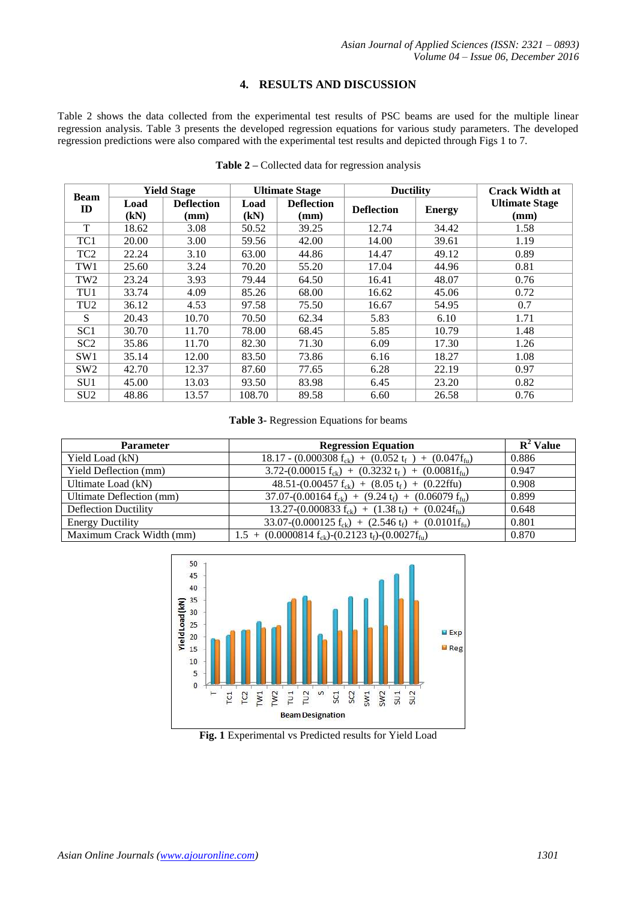## 4. RESULTS AND DISCUSSION

Table 2 shows the data collected from the experimental test results of PSC beams are used for the multiple linear regression analysis. Table 3 presents the developed regression equations for various study parameters. The developed regression predictions were also compared with the experimental test results and depicted through Figs 1 to 7.

**Table 2 –** Collected data for regression analysis

| Beam ID | Yield Stage | | Ultimate Stage | | Ductility | | Crack Width at Ultimate Stage (mm) |
|---|---|---|---|---|---|---|---|
| | Load (kN) | Deflection (mm) | Load (kN) | Deflection (mm) | Deflection | Energy | |
| T | 18.62 | 3.08 | 50.52 | 39.25 | 12.74 | 34.42 | 1.58 |
| TC1 | 20.00 | 3.00 | 59.56 | 42.00 | 14.00 | 39.61 | 1.19 |
| TC2 | 22.24 | 3.10 | 63.00 | 44.86 | 14.47 | 49.12 | 0.89 |
| TW1 | 25.60 | 3.24 | 70.20 | 55.20 | 17.04 | 44.96 | 0.81 |
| TW2 | 23.24 | 3.93 | 79.44 | 64.50 | 16.41 | 48.07 | 0.76 |
| TU1 | 33.74 | 4.09 | 85.26 | 68.00 | 16.62 | 45.06 | 0.72 |
| TU2 | 36.12 | 4.53 | 97.58 | 75.50 | 16.67 | 54.95 | 0.7 |
| S | 20.43 | 10.70 | 70.50 | 62.34 | 5.83 | 6.10 | 1.71 |
| SC1 | 30.70 | 11.70 | 78.00 | 68.45 | 5.85 | 10.79 | 1.48 |
| SC2 | 35.86 | 11.70 | 82.30 | 71.30 | 6.09 | 17.30 | 1.26 |
| SW1 | 35.14 | 12.00 | 83.50 | 73.86 | 6.16 | 18.27 | 1.08 |
| SW2 | 42.70 | 12.37 | 87.60 | 77.65 | 6.28 | 22.19 | 0.97 |
| SU1 | 45.00 | 13.03 | 93.50 | 83.98 | 6.45 | 23.20 | 0.82 |
| SU2 | 48.86 | 13.57 | 108.70 | 89.58 | 6.60 | 26.58 | 0.76 |

**Table 3-** Regression Equations for beams

| Parameter | Regression Equation | $R^2$ Value |
|---|---|---|
| Yield Load (kN) | $18.17 - (0.000308\ f_{ck}) + (0.052\ t_f) + (0.047 f_{fu})$ | 0.886 |
| Yield Deflection (mm) | $3.72-(0.00015\ f_{ck}) + (0.3232\ t_f) + (0.0081 f_{fu})$ | 0.947 |
| Ultimate Load (kN) | $48.51-(0.00457\ f_{ck}) + (8.05\ t_f) + (0.22ffu)$ | 0.908 |
| Ultimate Deflection (mm) | $37.07-(0.00164\ f_{ck}) + (9.24\ t_f) + (0.06079\ f_{fu})$ | 0.899 |
| Deflection Ductility | $13.27-(0.000833\ f_{ck}) + (1.38\ t_f) + (0.024 f_{fu})$ | 0.648 |
| Energy Ductility | $33.07-(0.000125\ f_{ck}) + (2.546\ t_f) + (0.0101 f_{fu})$ | 0.801 |
| Maximum Crack Width (mm) | $1.5 + (0.0000814\ f_{ck})-(0.2123\ t_f)-(0.0027 f_{fu})$ | 0.870 |

Yield Load (kN)
50
45
40
35
30
25
20
15
10
5
0
T TC1 TC2 TW1 TW2 TU1 TU2 S SC1 SC2 SW1 SW2 SU1 SU2
Beam Designation
Exp
Reg

**Fig. 1** Experimental vs Predicted results for Yield Load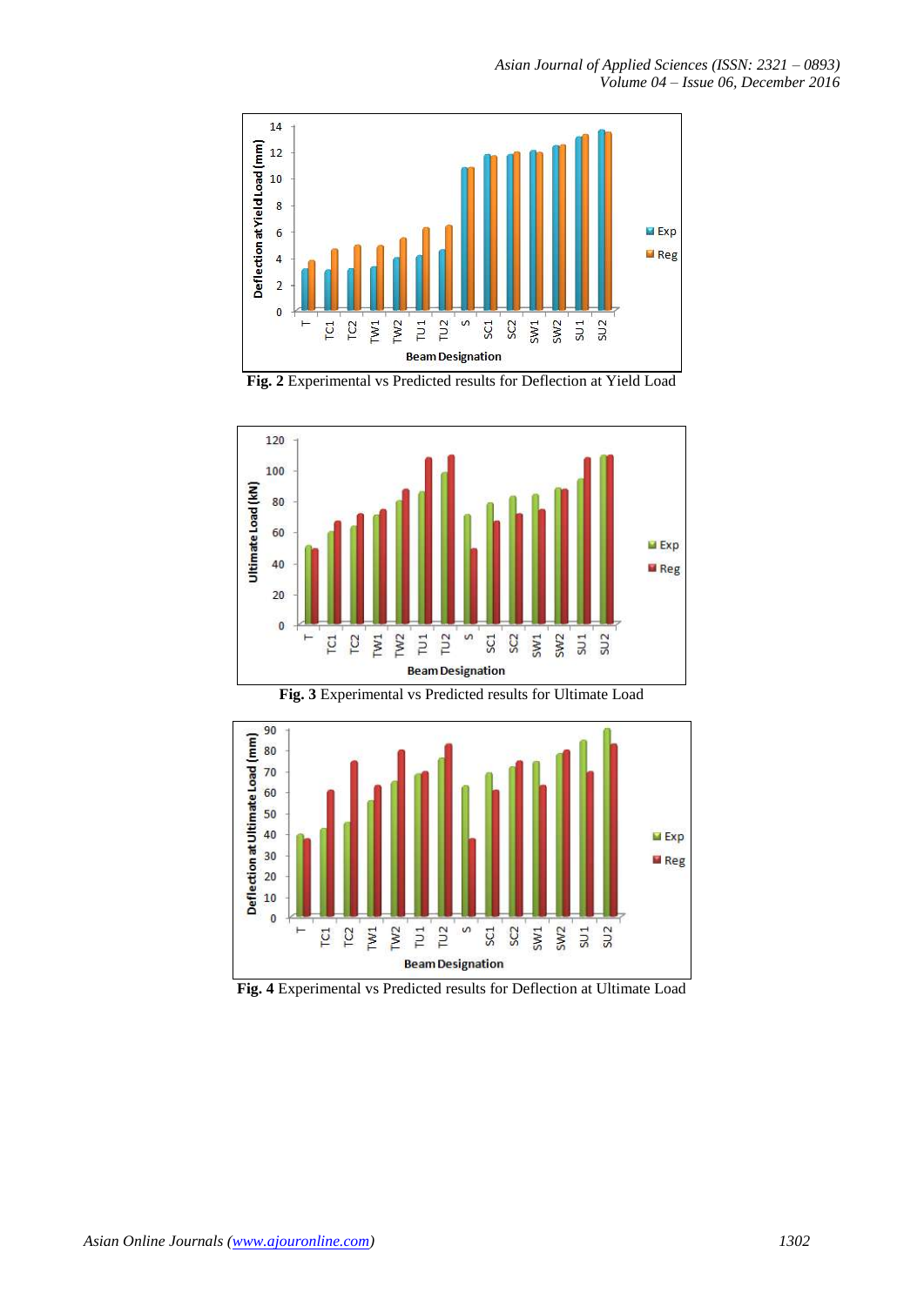**Fig. 2** Experimental vs Predicted results for Deflection at Yield Load

**Fig. 3** Experimental vs Predicted results for Ultimate Load

**Fig. 4** Experimental vs Predicted results for Deflection at Ultimate Load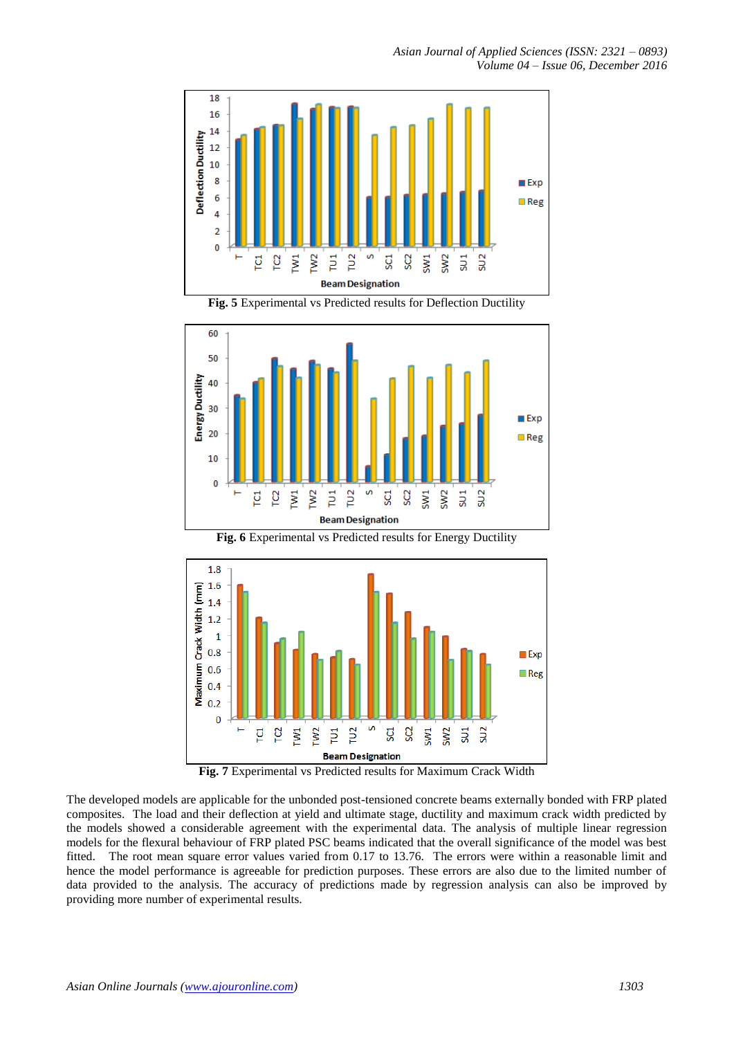18
16
14
12
10
8
6
4
2
0

Deflection Ductility

T TC1 TC2 TW1 TW2 TU1 TU2 S SC1 SC2 SW1 SW2 SU1 SU2

Beam Designation

Exp
Reg

**Fig. 5** Experimental vs Predicted results for Deflection Ductility

60
50
40
30
20
10
0

Energy Ductility

T TC1 TC2 TW1 TW2 TU1 TU2 S SC1 SC2 SW1 SW2 SU1 SU2

Beam Designation

Exp
Reg

**Fig. 6** Experimental vs Predicted results for Energy Ductility

1.8
1.6
1.4
1.2
1
0.8
0.6
0.4
0.2
0

Maximum Crack Width (mm)

T TC1 TC2 TW1 TW2 TU1 TU2 S SC1 SC2 SW1 SW2 SU1 SU2

Beam Designation

Exp
Reg

**Fig. 7** Experimental vs Predicted results for Maximum Crack Width

The developed models are applicable for the unbonded post-tensioned concrete beams externally bonded with FRP plated composites. The load and their deflection at yield and ultimate stage, ductility and maximum crack width predicted by the models showed a considerable agreement with the experimental data. The analysis of multiple linear regression models for the flexural behaviour of FRP plated PSC beams indicated that the overall significance of the model was best fitted. The root mean square error values varied from 0.17 to 13.76. The errors were within a reasonable limit and hence the model performance is agreeable for prediction purposes. These errors are also due to the limited number of data provided to the analysis. The accuracy of predictions made by regression analysis can also be improved by providing more number of experimental results.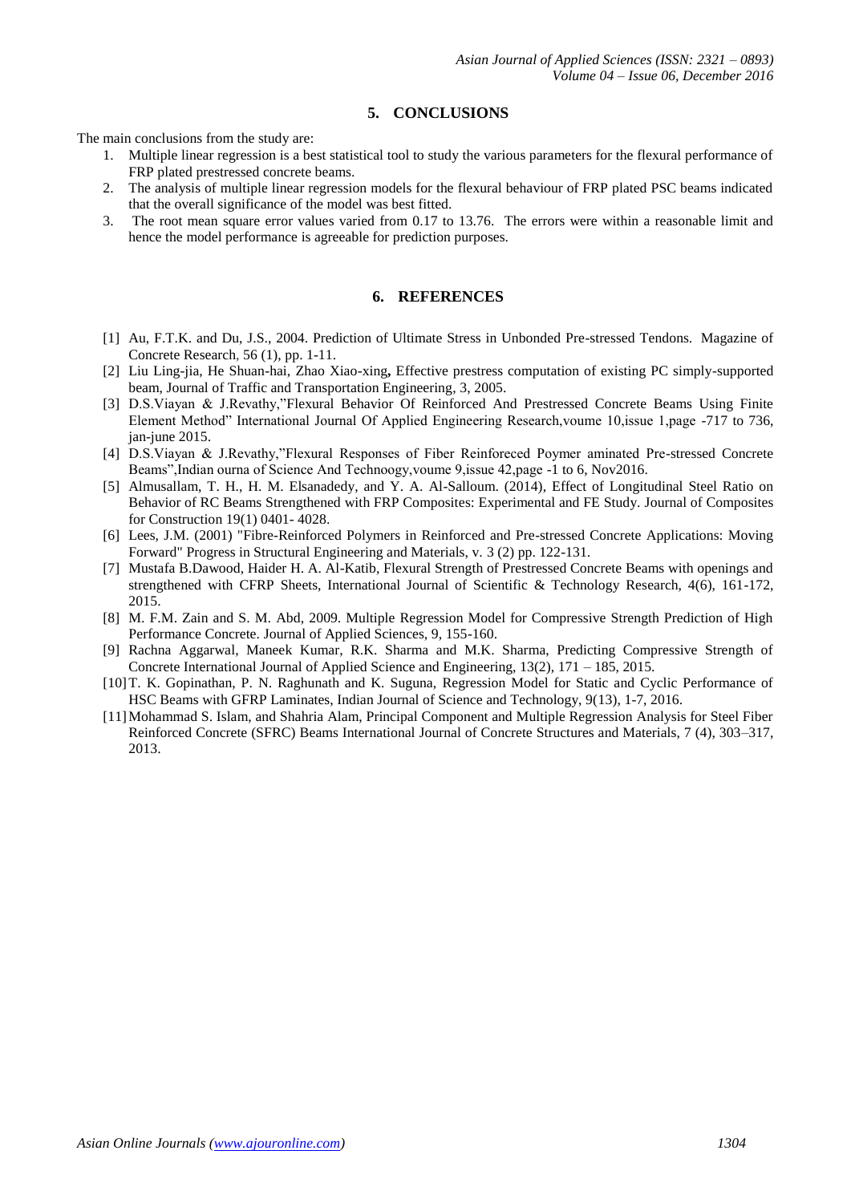## 5. CONCLUSIONS

The main conclusions from the study are:

1. Multiple linear regression is a best statistical tool to study the various parameters for the flexural performance of FRP plated prestressed concrete beams.
2. The analysis of multiple linear regression models for the flexural behaviour of FRP plated PSC beams indicated that the overall significance of the model was best fitted.
3. The root mean square error values varied from 0.17 to 13.76. The errors were within a reasonable limit and hence the model performance is agreeable for prediction purposes.

## 6. REFERENCES

[1] Au, F.T.K. and Du, J.S., 2004. Prediction of Ultimate Stress in Unbonded Pre-stressed Tendons. Magazine of Concrete Research, 56 (1), pp. 1-11.

[2] Liu Ling-jia, He Shuan-hai, Zhao Xiao-xing**,** Effective prestress computation of existing PC simply-supported beam, Journal of Traffic and Transportation Engineering, 3, 2005.

[3] D.S.Viayan & J.Revathy,"Flexural Behavior Of Reinforced And Prestressed Concrete Beams Using Finite Element Method" International Journal Of Applied Engineering Research,voume 10,issue 1,page -717 to 736, jan-june 2015.

[4] D.S.Viayan & J.Revathy,"Flexural Responses of Fiber Reinforeced Poymer aminated Pre-stressed Concrete Beams",Indian ourna of Science And Technoogy,voume 9,issue 42,page -1 to 6, Nov2016.

[5] Almusallam, T. H., H. M. Elsanadedy, and Y. A. Al-Salloum. (2014), Effect of Longitudinal Steel Ratio on Behavior of RC Beams Strengthened with FRP Composites: Experimental and FE Study. Journal of Composites for Construction 19(1) 0401- 4028.

[6] Lees, J.M. (2001) "Fibre-Reinforced Polymers in Reinforced and Pre-stressed Concrete Applications: Moving Forward" Progress in Structural Engineering and Materials, v. 3 (2) pp. 122-131.

[7] Mustafa B.Dawood, Haider H. A. Al-Katib, Flexural Strength of Prestressed Concrete Beams with openings and strengthened with CFRP Sheets, International Journal of Scientific & Technology Research, 4(6), 161-172, 2015.

[8] M. F.M. Zain and S. M. Abd, 2009. Multiple Regression Model for Compressive Strength Prediction of High Performance Concrete. Journal of Applied Sciences, 9, 155-160.

[9] Rachna Aggarwal, Maneek Kumar, R.K. Sharma and M.K. Sharma, Predicting Compressive Strength of Concrete International Journal of Applied Science and Engineering, 13(2), 171 – 185, 2015.

[10] T. K. Gopinathan, P. N. Raghunath and K. Suguna, Regression Model for Static and Cyclic Performance of HSC Beams with GFRP Laminates, Indian Journal of Science and Technology, 9(13), 1-7, 2016.

[11] Mohammad S. Islam, and Shahria Alam, Principal Component and Multiple Regression Analysis for Steel Fiber Reinforced Concrete (SFRC) Beams International Journal of Concrete Structures and Materials, 7 (4), 303–317, 2013.